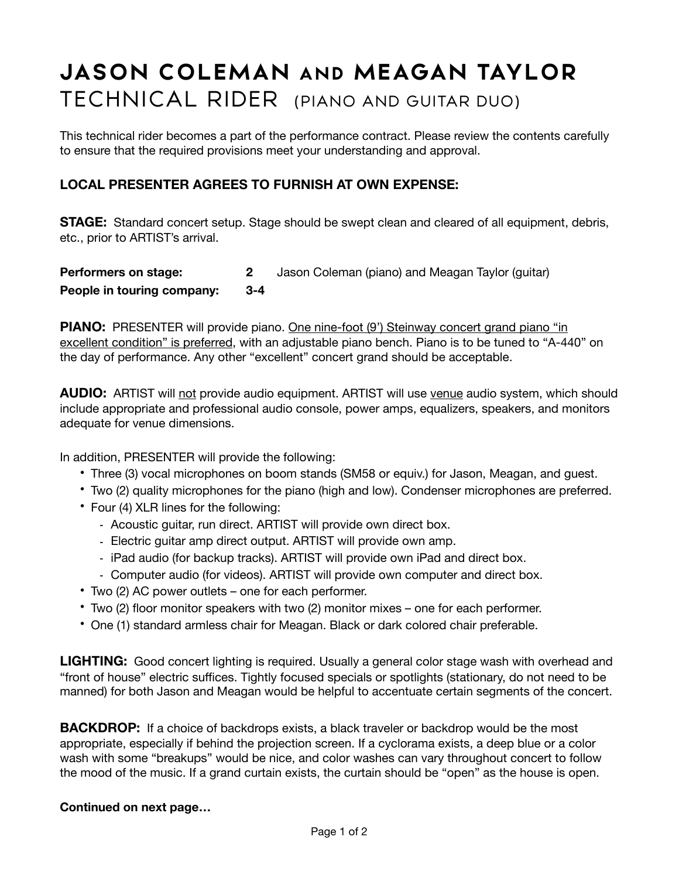# JASON COLEMAN AND MEAGAN TAYLOR
## TECHNICAL RIDER (PIANO AND GUITAR DUO)

This technical rider becomes a part of the performance contract. Please review the contents carefully to ensure that the required provisions meet your understanding and approval.

**LOCAL PRESENTER AGREES TO FURNISH AT OWN EXPENSE:**

**STAGE:** Standard concert setup. Stage should be swept clean and cleared of all equipment, debris, etc., prior to ARTIST's arrival.

| | | |
|---|---|---|
| **Performers on stage:** | **2** | Jason Coleman (piano) and Meagan Taylor (guitar) |
| **People in touring company:** | **3-4** | |

**PIANO:** PRESENTER will provide piano. One nine-foot (9') Steinway concert grand piano "in excellent condition" is preferred, with an adjustable piano bench. Piano is to be tuned to "A-440" on the day of performance. Any other "excellent" concert grand should be acceptable.

**AUDIO:** ARTIST will not provide audio equipment. ARTIST will use venue audio system, which should include appropriate and professional audio console, power amps, equalizers, speakers, and monitors adequate for venue dimensions.

In addition, PRESENTER will provide the following:

- Three (3) vocal microphones on boom stands (SM58 or equiv.) for Jason, Meagan, and guest.
- Two (2) quality microphones for the piano (high and low). Condenser microphones are preferred.
- Four (4) XLR lines for the following:
  - Acoustic guitar, run direct. ARTIST will provide own direct box.
  - Electric guitar amp direct output. ARTIST will provide own amp.
  - iPad audio (for backup tracks). ARTIST will provide own iPad and direct box.
  - Computer audio (for videos). ARTIST will provide own computer and direct box.
- Two (2) AC power outlets – one for each performer.
- Two (2) floor monitor speakers with two (2) monitor mixes – one for each performer.
- One (1) standard armless chair for Meagan. Black or dark colored chair preferable.

**LIGHTING:** Good concert lighting is required. Usually a general color stage wash with overhead and "front of house" electric suffices. Tightly focused specials or spotlights (stationary, do not need to be manned) for both Jason and Meagan would be helpful to accentuate certain segments of the concert.

**BACKDROP:** If a choice of backdrops exists, a black traveler or backdrop would be the most appropriate, especially if behind the projection screen. If a cyclorama exists, a deep blue or a color wash with some "breakups" would be nice, and color washes can vary throughout concert to follow the mood of the music. If a grand curtain exists, the curtain should be "open" as the house is open.

**Continued on next page…**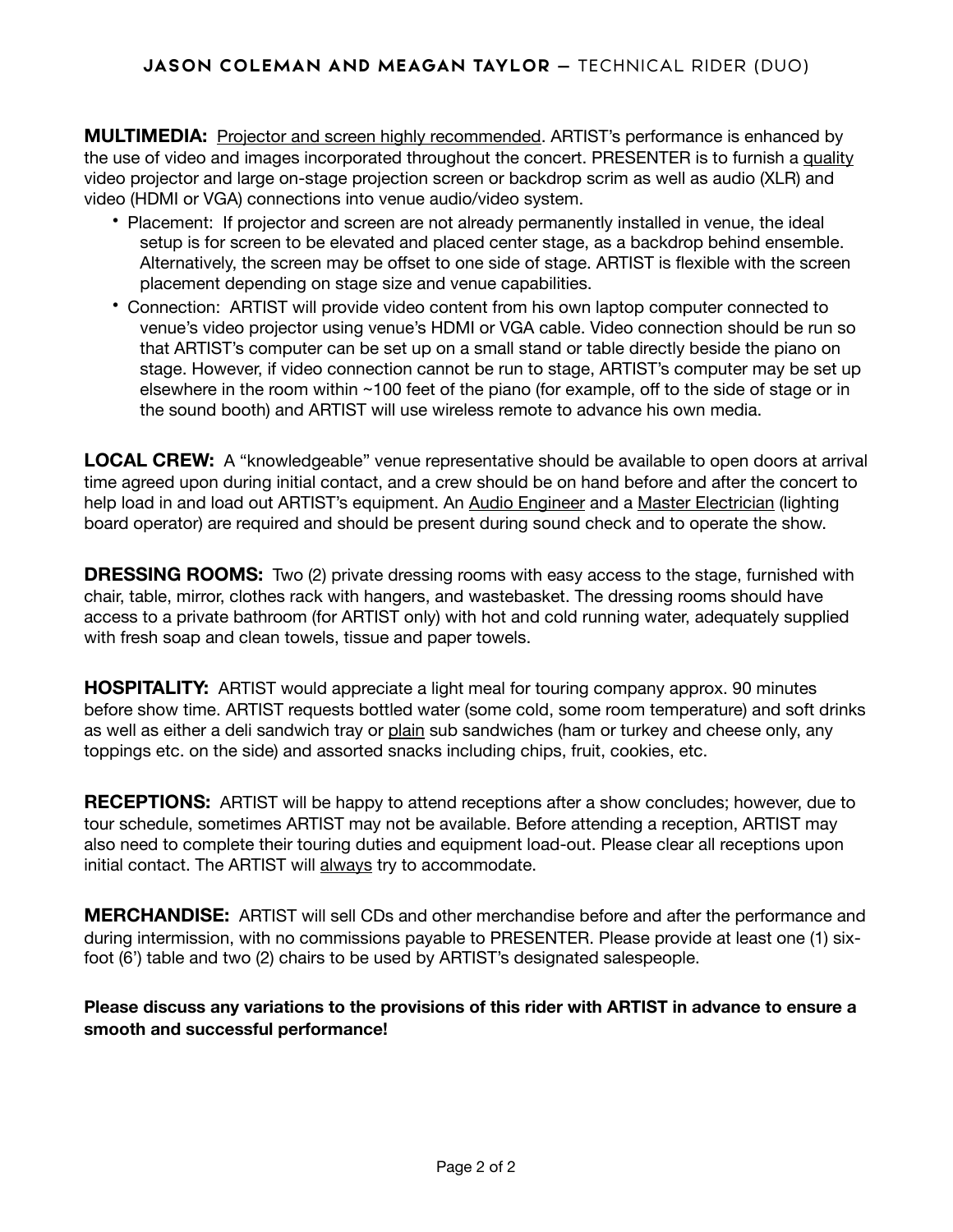**MULTIMEDIA:** Projector and screen highly recommended. ARTIST's performance is enhanced by the use of video and images incorporated throughout the concert. PRESENTER is to furnish a quality video projector and large on-stage projection screen or backdrop scrim as well as audio (XLR) and video (HDMI or VGA) connections into venue audio/video system.

- Placement: If projector and screen are not already permanently installed in venue, the ideal setup is for screen to be elevated and placed center stage, as a backdrop behind ensemble. Alternatively, the screen may be offset to one side of stage. ARTIST is flexible with the screen placement depending on stage size and venue capabilities.
- Connection: ARTIST will provide video content from his own laptop computer connected to venue's video projector using venue's HDMI or VGA cable. Video connection should be run so that ARTIST's computer can be set up on a small stand or table directly beside the piano on stage. However, if video connection cannot be run to stage, ARTIST's computer may be set up elsewhere in the room within ~100 feet of the piano (for example, off to the side of stage or in the sound booth) and ARTIST will use wireless remote to advance his own media.

**LOCAL CREW:** A "knowledgeable" venue representative should be available to open doors at arrival time agreed upon during initial contact, and a crew should be on hand before and after the concert to help load in and load out ARTIST's equipment. An Audio Engineer and a Master Electrician (lighting board operator) are required and should be present during sound check and to operate the show.

**DRESSING ROOMS:** Two (2) private dressing rooms with easy access to the stage, furnished with chair, table, mirror, clothes rack with hangers, and wastebasket. The dressing rooms should have access to a private bathroom (for ARTIST only) with hot and cold running water, adequately supplied with fresh soap and clean towels, tissue and paper towels.

**HOSPITALITY:** ARTIST would appreciate a light meal for touring company approx. 90 minutes before show time. ARTIST requests bottled water (some cold, some room temperature) and soft drinks as well as either a deli sandwich tray or plain sub sandwiches (ham or turkey and cheese only, any toppings etc. on the side) and assorted snacks including chips, fruit, cookies, etc.

**RECEPTIONS:** ARTIST will be happy to attend receptions after a show concludes; however, due to tour schedule, sometimes ARTIST may not be available. Before attending a reception, ARTIST may also need to complete their touring duties and equipment load-out. Please clear all receptions upon initial contact. The ARTIST will always try to accommodate.

**MERCHANDISE:** ARTIST will sell CDs and other merchandise before and after the performance and during intermission, with no commissions payable to PRESENTER. Please provide at least one (1) six-foot (6') table and two (2) chairs to be used by ARTIST's designated salespeople.

**Please discuss any variations to the provisions of this rider with ARTIST in advance to ensure a smooth and successful performance!**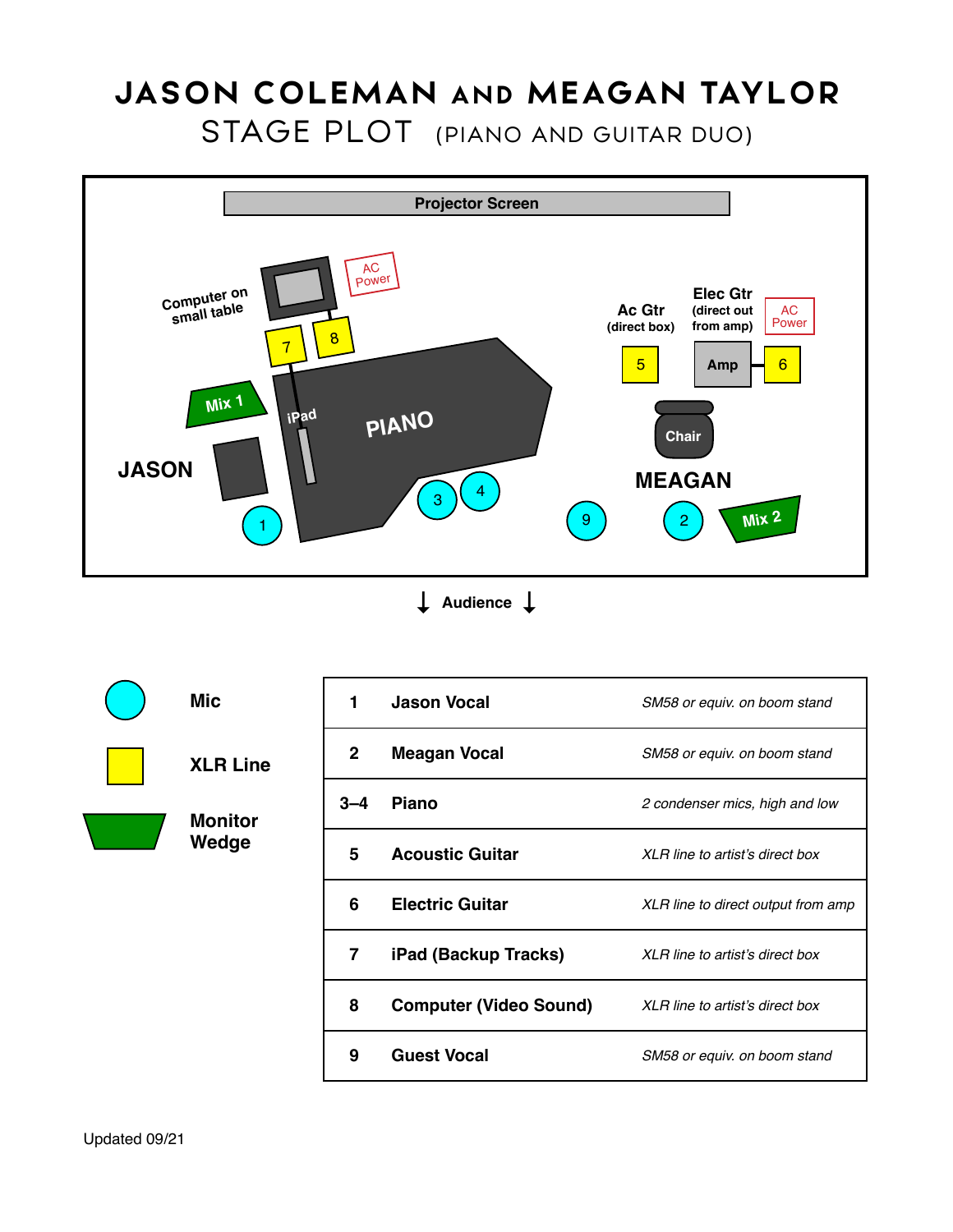# JASON COLEMAN AND MEAGAN TAYLOR

## STAGE PLOT (PIANO AND GUITAR DUO)

Projector Screen

Computer on small table

AC Power

7

8

iPad

PIANO

Mix 1

JASON

1

3

4

Ac Gtr (direct box)

5

Elec Gtr (direct out from amp)

Amp

6

AC Power

Chair

MEAGAN

9

2

Mix 2

↓ Audience ↓

Mic

XLR Line

Monitor Wedge

| | | |
|---|---|---|
| 1 | **Jason Vocal** | *SM58 or equiv. on boom stand* |
| 2 | **Meagan Vocal** | *SM58 or equiv. on boom stand* |
| 3–4 | **Piano** | *2 condenser mics, high and low* |
| 5 | **Acoustic Guitar** | *XLR line to artist's direct box* |
| 6 | **Electric Guitar** | *XLR line to direct output from amp* |
| 7 | **iPad (Backup Tracks)** | *XLR line to artist's direct box* |
| 8 | **Computer (Video Sound)** | *XLR line to artist's direct box* |
| 9 | **Guest Vocal** | *SM58 or equiv. on boom stand* |

Updated 09/21